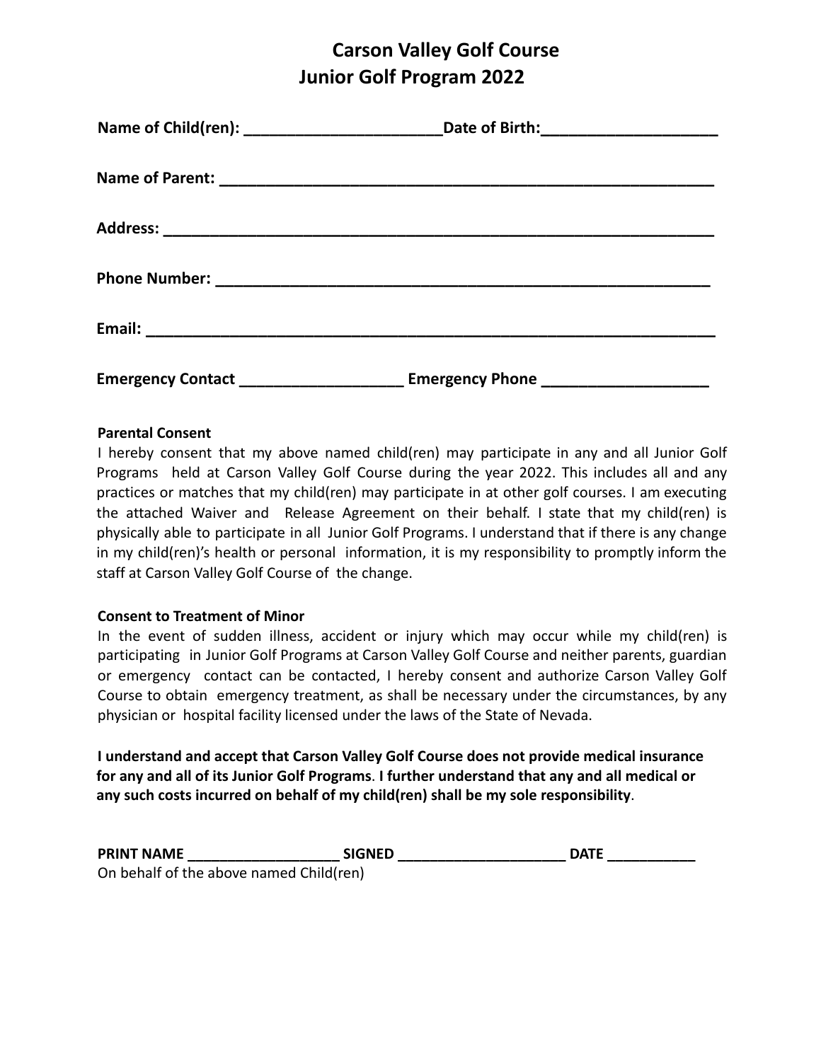# Carson Valley Golf Course
## Junior Golf Program 2022

**Name of Child(ren): ______________________Date of Birth:___________________**

**Name of Parent: ________________________________________________________**

**Address: _____________________________________________________________**

**Phone Number: ________________________________________________________**

**Email: _______________________________________________________________**

**Emergency Contact __________________ Emergency Phone __________________**

**Parental Consent**

I hereby consent that my above named child(ren) may participate in any and all Junior Golf Programs held at Carson Valley Golf Course during the year 2022. This includes all and any practices or matches that my child(ren) may participate in at other golf courses. I am executing the attached Waiver and Release Agreement on their behalf. I state that my child(ren) is physically able to participate in all Junior Golf Programs. I understand that if there is any change in my child(ren)'s health or personal information, it is my responsibility to promptly inform the staff at Carson Valley Golf Course of the change.

**Consent to Treatment of Minor**

In the event of sudden illness, accident or injury which may occur while my child(ren) is participating in Junior Golf Programs at Carson Valley Golf Course and neither parents, guardian or emergency contact can be contacted, I hereby consent and authorize Carson Valley Golf Course to obtain emergency treatment, as shall be necessary under the circumstances, by any physician or hospital facility licensed under the laws of the State of Nevada.

**I understand and accept that Carson Valley Golf Course does not provide medical insurance for any and all of its Junior Golf Programs. I further understand that any and all medical or any such costs incurred on behalf of my child(ren) shall be my sole responsibility.**

**PRINT NAME __________________ SIGNED ____________________ DATE __________**

On behalf of the above named Child(ren)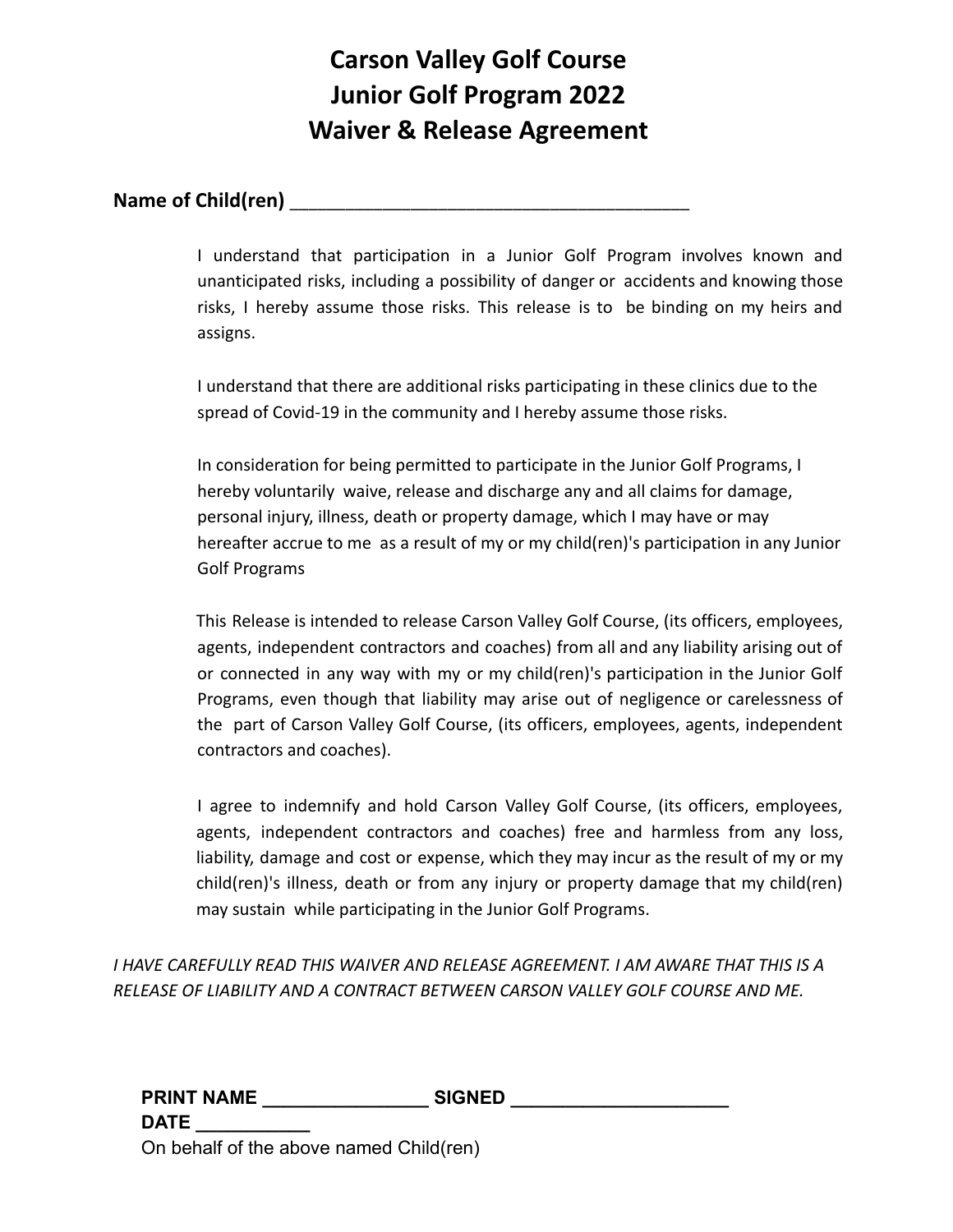# Carson Valley Golf Course
# Junior Golf Program 2022
# Waiver & Release Agreement

**Name of Child(ren)** ________________________________________

I understand that participation in a Junior Golf Program involves known and unanticipated risks, including a possibility of danger or accidents and knowing those risks, I hereby assume those risks. This release is to be binding on my heirs and assigns.

I understand that there are additional risks participating in these clinics due to the spread of Covid-19 in the community and I hereby assume those risks.

In consideration for being permitted to participate in the Junior Golf Programs, I hereby voluntarily waive, release and discharge any and all claims for damage, personal injury, illness, death or property damage, which I may have or may hereafter accrue to me as a result of my or my child(ren)'s participation in any Junior Golf Programs

This Release is intended to release Carson Valley Golf Course, (its officers, employees, agents, independent contractors and coaches) from all and any liability arising out of or connected in any way with my or my child(ren)'s participation in the Junior Golf Programs, even though that liability may arise out of negligence or carelessness of the part of Carson Valley Golf Course, (its officers, employees, agents, independent contractors and coaches).

I agree to indemnify and hold Carson Valley Golf Course, (its officers, employees, agents, independent contractors and coaches) free and harmless from any loss, liability, damage and cost or expense, which they may incur as the result of my or my child(ren)'s illness, death or from any injury or property damage that my child(ren) may sustain while participating in the Junior Golf Programs.

*I HAVE CAREFULLY READ THIS WAIVER AND RELEASE AGREEMENT. I AM AWARE THAT THIS IS A RELEASE OF LIABILITY AND A CONTRACT BETWEEN CARSON VALLEY GOLF COURSE AND ME.*

**PRINT NAME** ________________ **SIGNED** ____________________
**DATE** ___________
On behalf of the above named Child(ren)